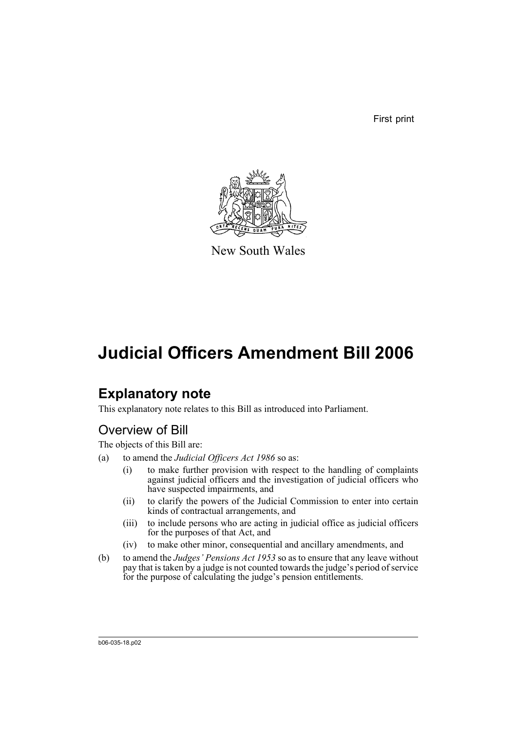First print

New South Wales

# Judicial Officers Amendment Bill 2006

## Explanatory note

This explanatory note relates to this Bill as introduced into Parliament.

### Overview of Bill

The objects of this Bill are:

(a) to amend the *Judicial Officers Act 1986* so as:

   (i) to make further provision with respect to the handling of complaints against judicial officers and the investigation of judicial officers who have suspected impairments, and

   (ii) to clarify the powers of the Judicial Commission to enter into certain kinds of contractual arrangements, and

   (iii) to include persons who are acting in judicial office as judicial officers for the purposes of that Act, and

   (iv) to make other minor, consequential and ancillary amendments, and

(b) to amend the *Judges' Pensions Act 1953* so as to ensure that any leave without pay that is taken by a judge is not counted towards the judge's period of service for the purpose of calculating the judge's pension entitlements.

b06-035-18.p02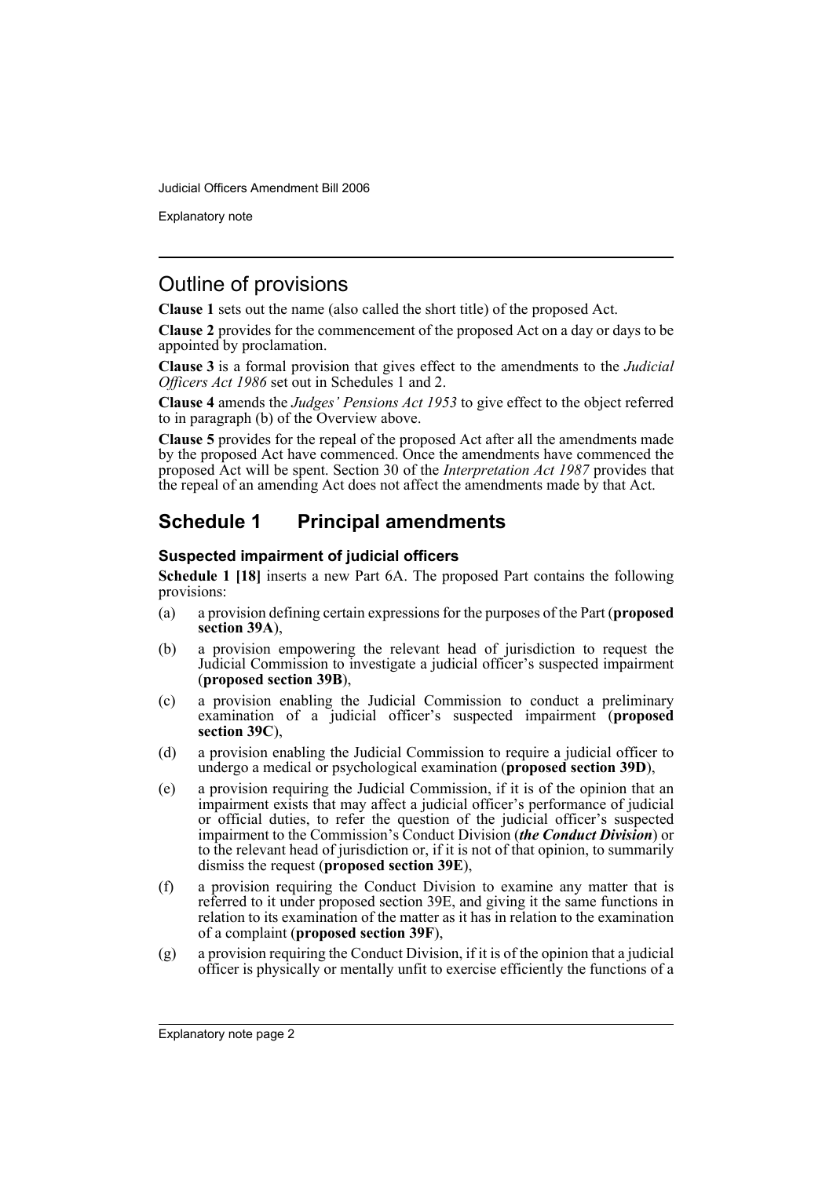## Outline of provisions

**Clause 1** sets out the name (also called the short title) of the proposed Act.

**Clause 2** provides for the commencement of the proposed Act on a day or days to be appointed by proclamation.

**Clause 3** is a formal provision that gives effect to the amendments to the *Judicial Officers Act 1986* set out in Schedules 1 and 2.

**Clause 4** amends the *Judges' Pensions Act 1953* to give effect to the object referred to in paragraph (b) of the Overview above.

**Clause 5** provides for the repeal of the proposed Act after all the amendments made by the proposed Act have commenced. Once the amendments have commenced the proposed Act will be spent. Section 30 of the *Interpretation Act 1987* provides that the repeal of an amending Act does not affect the amendments made by that Act.

## Schedule 1 Principal amendments

### Suspected impairment of judicial officers

**Schedule 1 [18]** inserts a new Part 6A. The proposed Part contains the following provisions:

(a) a provision defining certain expressions for the purposes of the Part (**proposed section 39A**),

(b) a provision empowering the relevant head of jurisdiction to request the Judicial Commission to investigate a judicial officer's suspected impairment (**proposed section 39B**),

(c) a provision enabling the Judicial Commission to conduct a preliminary examination of a judicial officer's suspected impairment (**proposed section 39C**),

(d) a provision enabling the Judicial Commission to require a judicial officer to undergo a medical or psychological examination (**proposed section 39D**),

(e) a provision requiring the Judicial Commission, if it is of the opinion that an impairment exists that may affect a judicial officer's performance of judicial or official duties, to refer the question of the judicial officer's suspected impairment to the Commission's Conduct Division (***the Conduct Division***) or to the relevant head of jurisdiction or, if it is not of that opinion, to summarily dismiss the request (**proposed section 39E**),

(f) a provision requiring the Conduct Division to examine any matter that is referred to it under proposed section 39E, and giving it the same functions in relation to its examination of the matter as it has in relation to the examination of a complaint (**proposed section 39F**),

(g) a provision requiring the Conduct Division, if it is of the opinion that a judicial officer is physically or mentally unfit to exercise efficiently the functions of a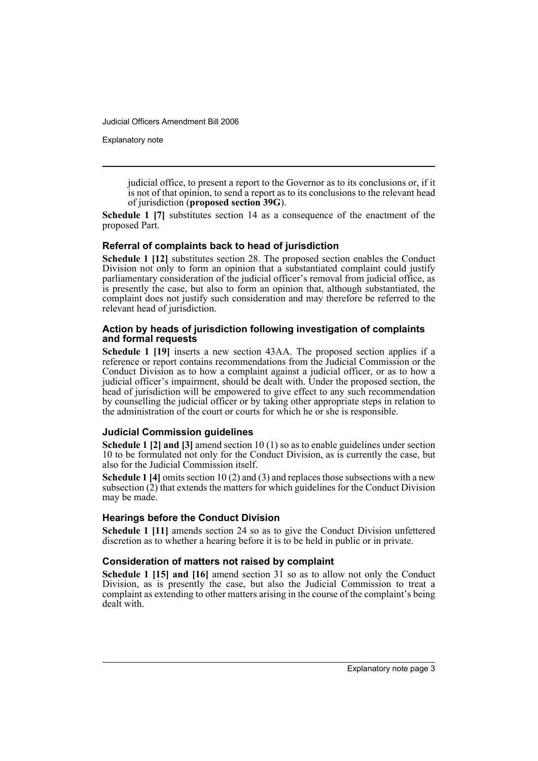judicial office, to present a report to the Governor as to its conclusions or, if it is not of that opinion, to send a report as to its conclusions to the relevant head of jurisdiction (**proposed section 39G**).

**Schedule 1 [7]** substitutes section 14 as a consequence of the enactment of the proposed Part.

### Referral of complaints back to head of jurisdiction

**Schedule 1 [12]** substitutes section 28. The proposed section enables the Conduct Division not only to form an opinion that a substantiated complaint could justify parliamentary consideration of the judicial officer's removal from judicial office, as is presently the case, but also to form an opinion that, although substantiated, the complaint does not justify such consideration and may therefore be referred to the relevant head of jurisdiction.

### Action by heads of jurisdiction following investigation of complaints and formal requests

**Schedule 1 [19]** inserts a new section 43AA. The proposed section applies if a reference or report contains recommendations from the Judicial Commission or the Conduct Division as to how a complaint against a judicial officer, or as to how a judicial officer's impairment, should be dealt with. Under the proposed section, the head of jurisdiction will be empowered to give effect to any such recommendation by counselling the judicial officer or by taking other appropriate steps in relation to the administration of the court or courts for which he or she is responsible.

### Judicial Commission guidelines

**Schedule 1 [2] and [3]** amend section 10 (1) so as to enable guidelines under section 10 to be formulated not only for the Conduct Division, as is currently the case, but also for the Judicial Commission itself.

**Schedule 1 [4]** omits section 10 (2) and (3) and replaces those subsections with a new subsection (2) that extends the matters for which guidelines for the Conduct Division may be made.

### Hearings before the Conduct Division

**Schedule 1 [11]** amends section 24 so as to give the Conduct Division unfettered discretion as to whether a hearing before it is to be held in public or in private.

### Consideration of matters not raised by complaint

**Schedule 1 [15] and [16]** amend section 31 so as to allow not only the Conduct Division, as is presently the case, but also the Judicial Commission to treat a complaint as extending to other matters arising in the course of the complaint's being dealt with.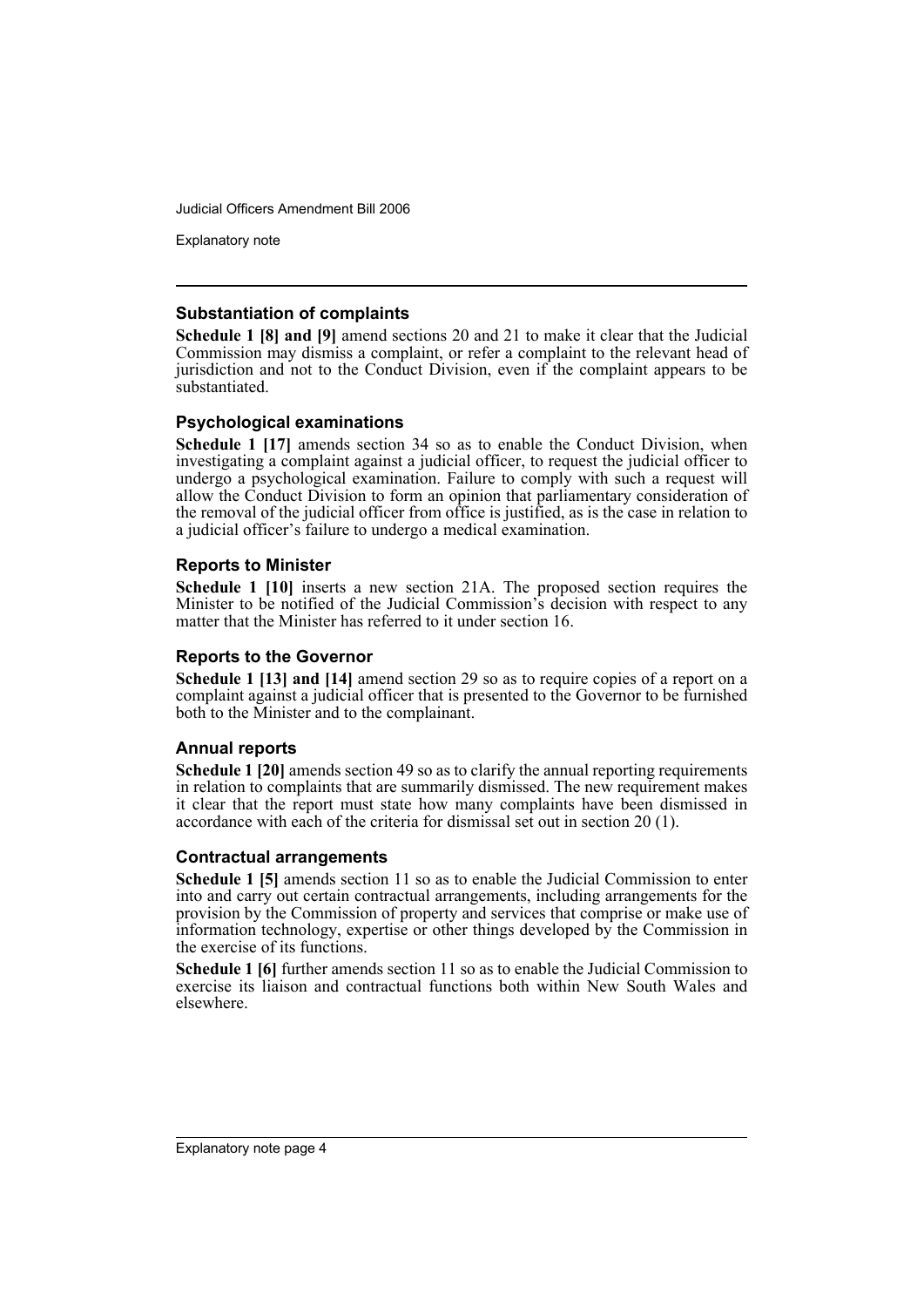### Substantiation of complaints

**Schedule 1 [8] and [9]** amend sections 20 and 21 to make it clear that the Judicial Commission may dismiss a complaint, or refer a complaint to the relevant head of jurisdiction and not to the Conduct Division, even if the complaint appears to be substantiated.

### Psychological examinations

**Schedule 1 [17]** amends section 34 so as to enable the Conduct Division, when investigating a complaint against a judicial officer, to request the judicial officer to undergo a psychological examination. Failure to comply with such a request will allow the Conduct Division to form an opinion that parliamentary consideration of the removal of the judicial officer from office is justified, as is the case in relation to a judicial officer's failure to undergo a medical examination.

### Reports to Minister

**Schedule 1 [10]** inserts a new section 21A. The proposed section requires the Minister to be notified of the Judicial Commission's decision with respect to any matter that the Minister has referred to it under section 16.

### Reports to the Governor

**Schedule 1 [13] and [14]** amend section 29 so as to require copies of a report on a complaint against a judicial officer that is presented to the Governor to be furnished both to the Minister and to the complainant.

### Annual reports

**Schedule 1 [20]** amends section 49 so as to clarify the annual reporting requirements in relation to complaints that are summarily dismissed. The new requirement makes it clear that the report must state how many complaints have been dismissed in accordance with each of the criteria for dismissal set out in section 20 (1).

### Contractual arrangements

**Schedule 1 [5]** amends section 11 so as to enable the Judicial Commission to enter into and carry out certain contractual arrangements, including arrangements for the provision by the Commission of property and services that comprise or make use of information technology, expertise or other things developed by the Commission in the exercise of its functions.

**Schedule 1 [6]** further amends section 11 so as to enable the Judicial Commission to exercise its liaison and contractual functions both within New South Wales and elsewhere.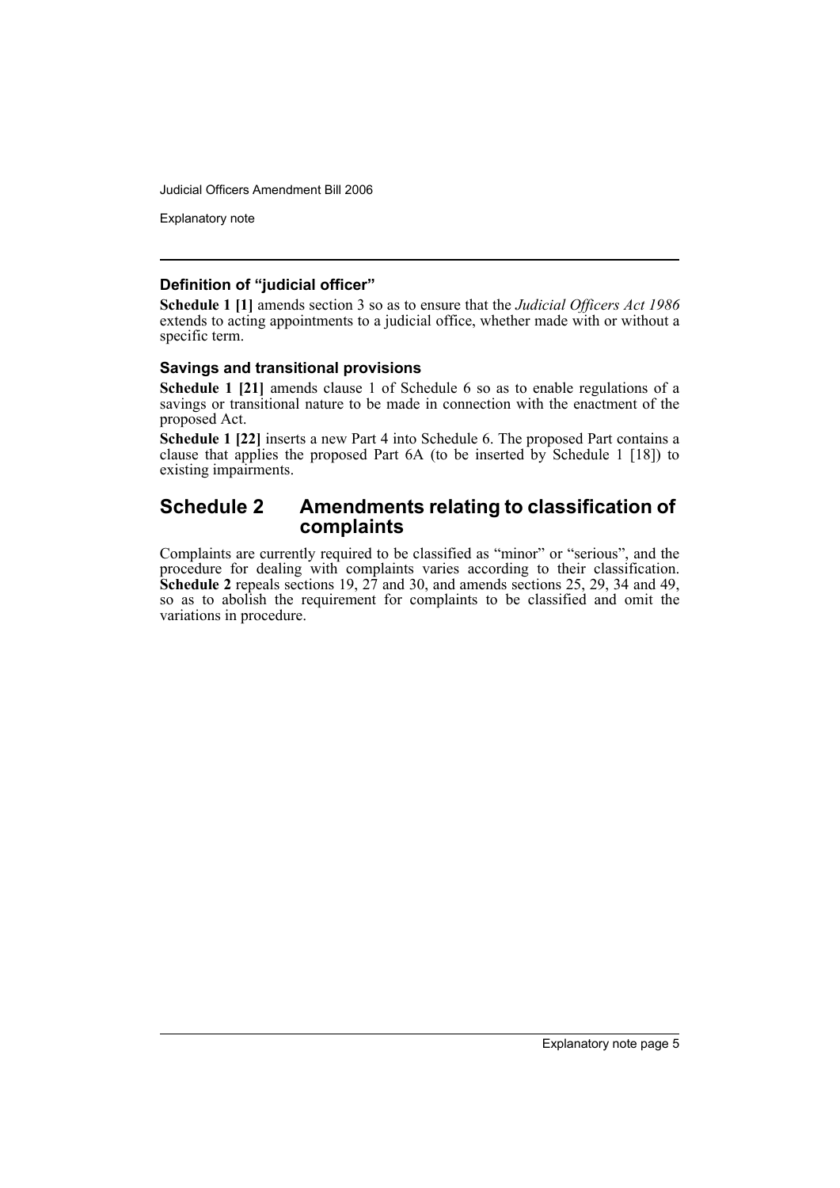### Definition of "judicial officer"

**Schedule 1 [1]** amends section 3 so as to ensure that the *Judicial Officers Act 1986* extends to acting appointments to a judicial office, whether made with or without a specific term.

### Savings and transitional provisions

**Schedule 1 [21]** amends clause 1 of Schedule 6 so as to enable regulations of a savings or transitional nature to be made in connection with the enactment of the proposed Act.

**Schedule 1 [22]** inserts a new Part 4 into Schedule 6. The proposed Part contains a clause that applies the proposed Part 6A (to be inserted by Schedule 1 [18]) to existing impairments.

## Schedule 2 Amendments relating to classification of complaints

Complaints are currently required to be classified as "minor" or "serious", and the procedure for dealing with complaints varies according to their classification. **Schedule 2** repeals sections 19, 27 and 30, and amends sections 25, 29, 34 and 49, so as to abolish the requirement for complaints to be classified and omit the variations in procedure.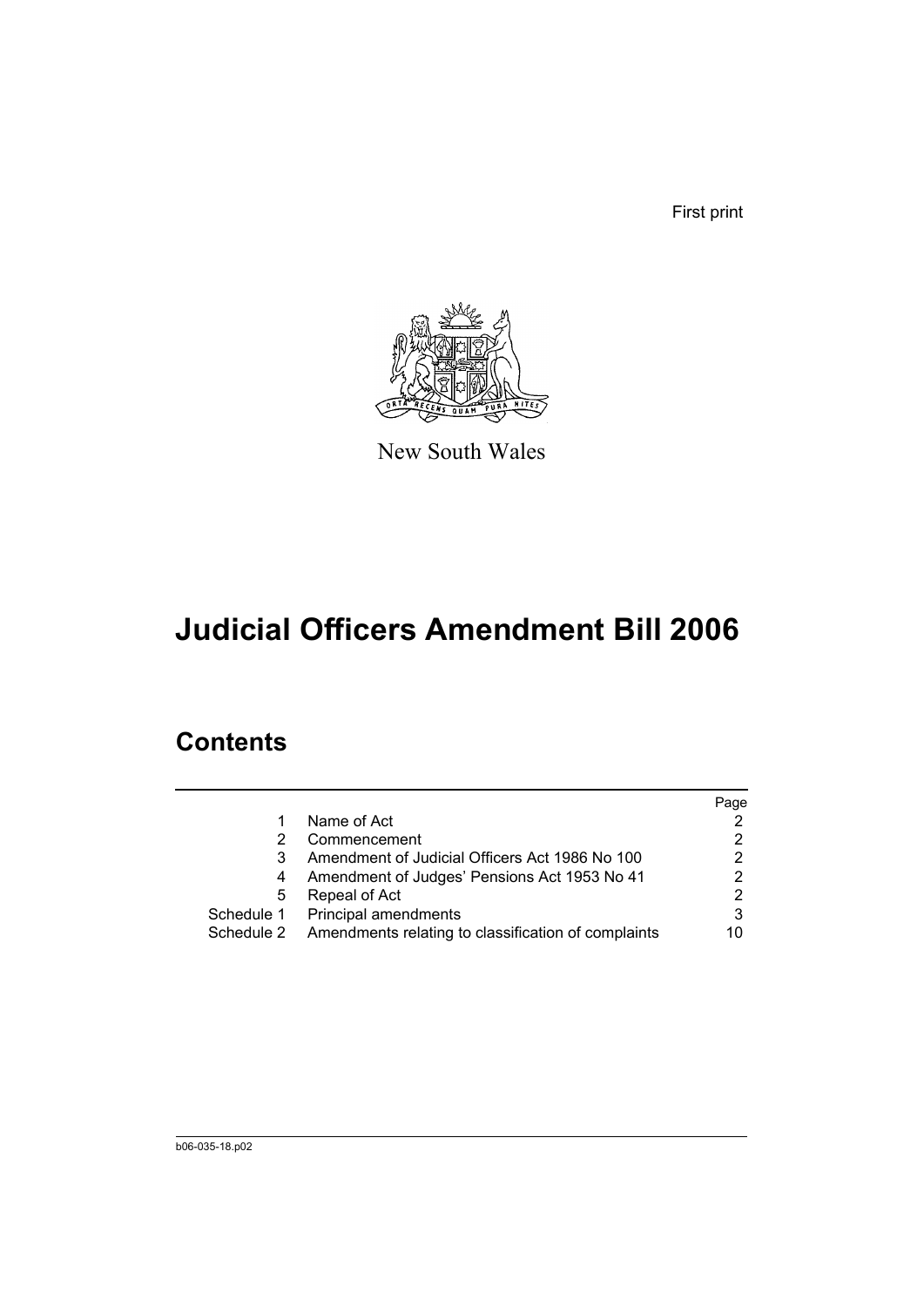First print

New South Wales

# Judicial Officers Amendment Bill 2006

## Contents

| | | Page |
|---|---|---|
| 1 | Name of Act | 2 |
| 2 | Commencement | 2 |
| 3 | Amendment of Judicial Officers Act 1986 No 100 | 2 |
| 4 | Amendment of Judges' Pensions Act 1953 No 41 | 2 |
| 5 | Repeal of Act | 2 |
| Schedule 1 | Principal amendments | 3 |
| Schedule 2 | Amendments relating to classification of complaints | 10 |

b06-035-18.p02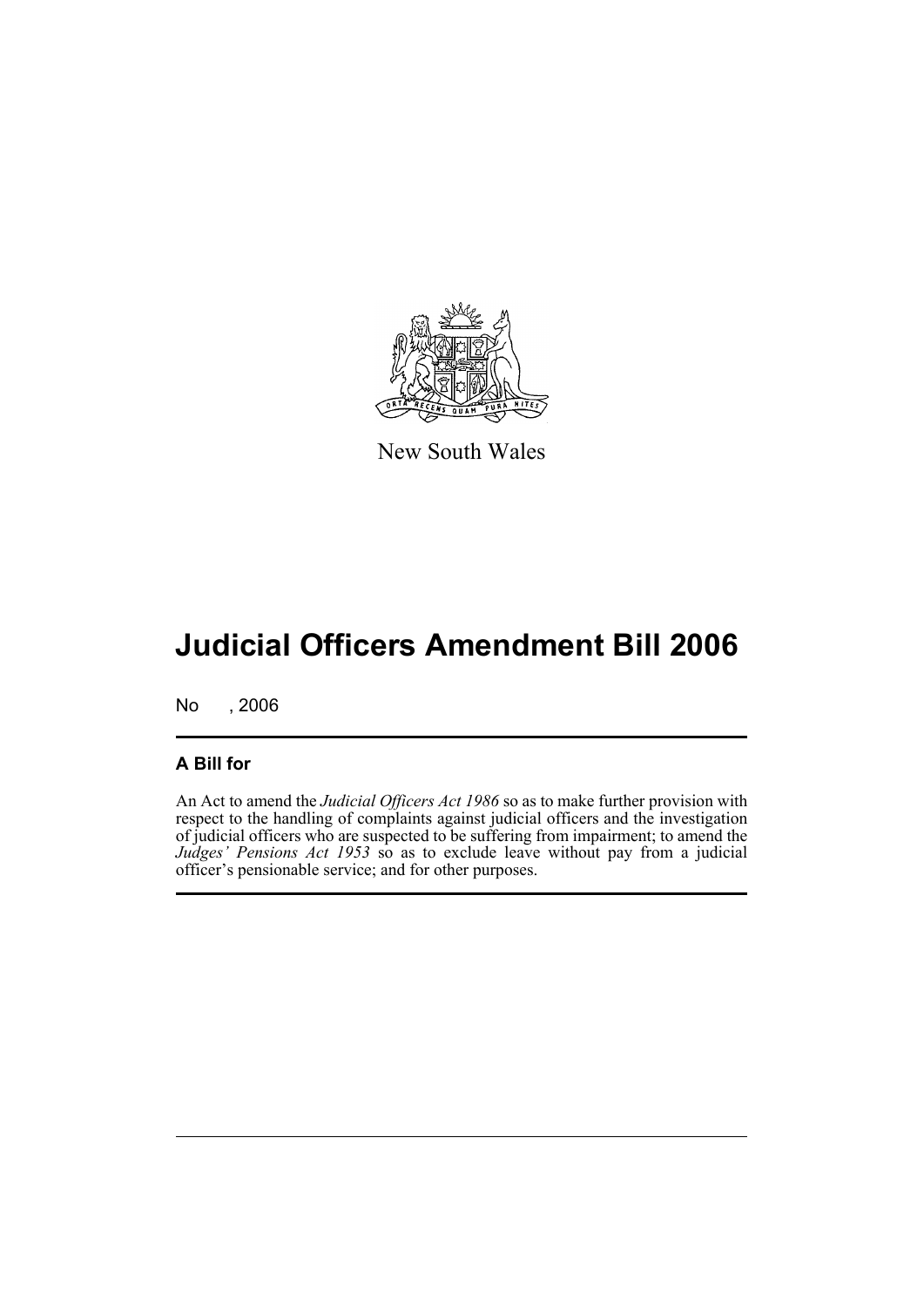New South Wales

# Judicial Officers Amendment Bill 2006

No , 2006

## A Bill for

An Act to amend the *Judicial Officers Act 1986* so as to make further provision with respect to the handling of complaints against judicial officers and the investigation of judicial officers who are suspected to be suffering from impairment; to amend the *Judges' Pensions Act 1953* so as to exclude leave without pay from a judicial officer's pensionable service; and for other purposes.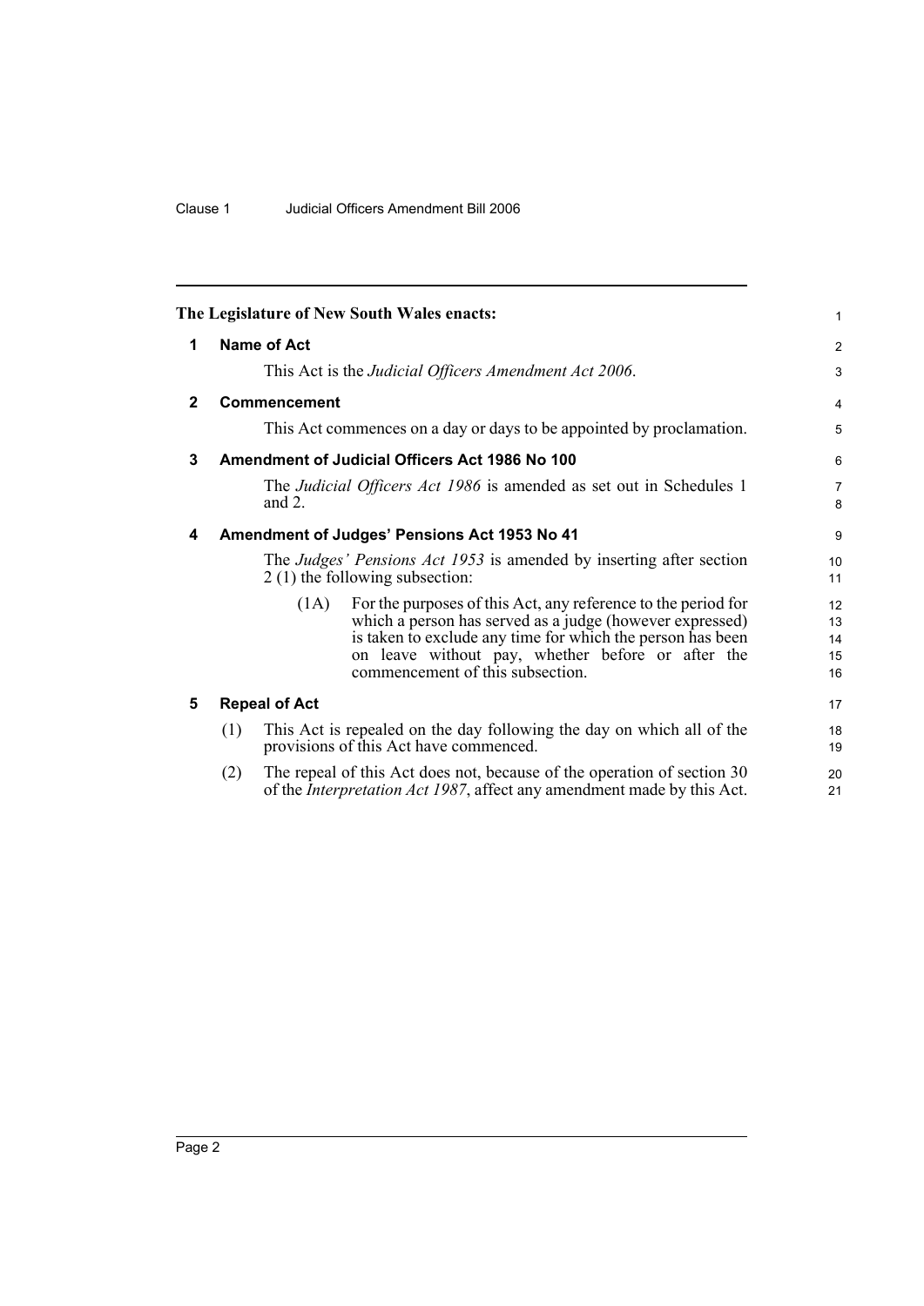**The Legislature of New South Wales enacts:**

## 1 Name of Act

This Act is the *Judicial Officers Amendment Act 2006*.

## 2 Commencement

This Act commences on a day or days to be appointed by proclamation.

## 3 Amendment of Judicial Officers Act 1986 No 100

The *Judicial Officers Act 1986* is amended as set out in Schedules 1 and 2.

## 4 Amendment of Judges' Pensions Act 1953 No 41

The *Judges' Pensions Act 1953* is amended by inserting after section 2 (1) the following subsection:

> (1A) For the purposes of this Act, any reference to the period for which a person has served as a judge (however expressed) is taken to exclude any time for which the person has been on leave without pay, whether before or after the commencement of this subsection.

## 5 Repeal of Act

(1) This Act is repealed on the day following the day on which all of the provisions of this Act have commenced.

(2) The repeal of this Act does not, because of the operation of section 30 of the *Interpretation Act 1987*, affect any amendment made by this Act.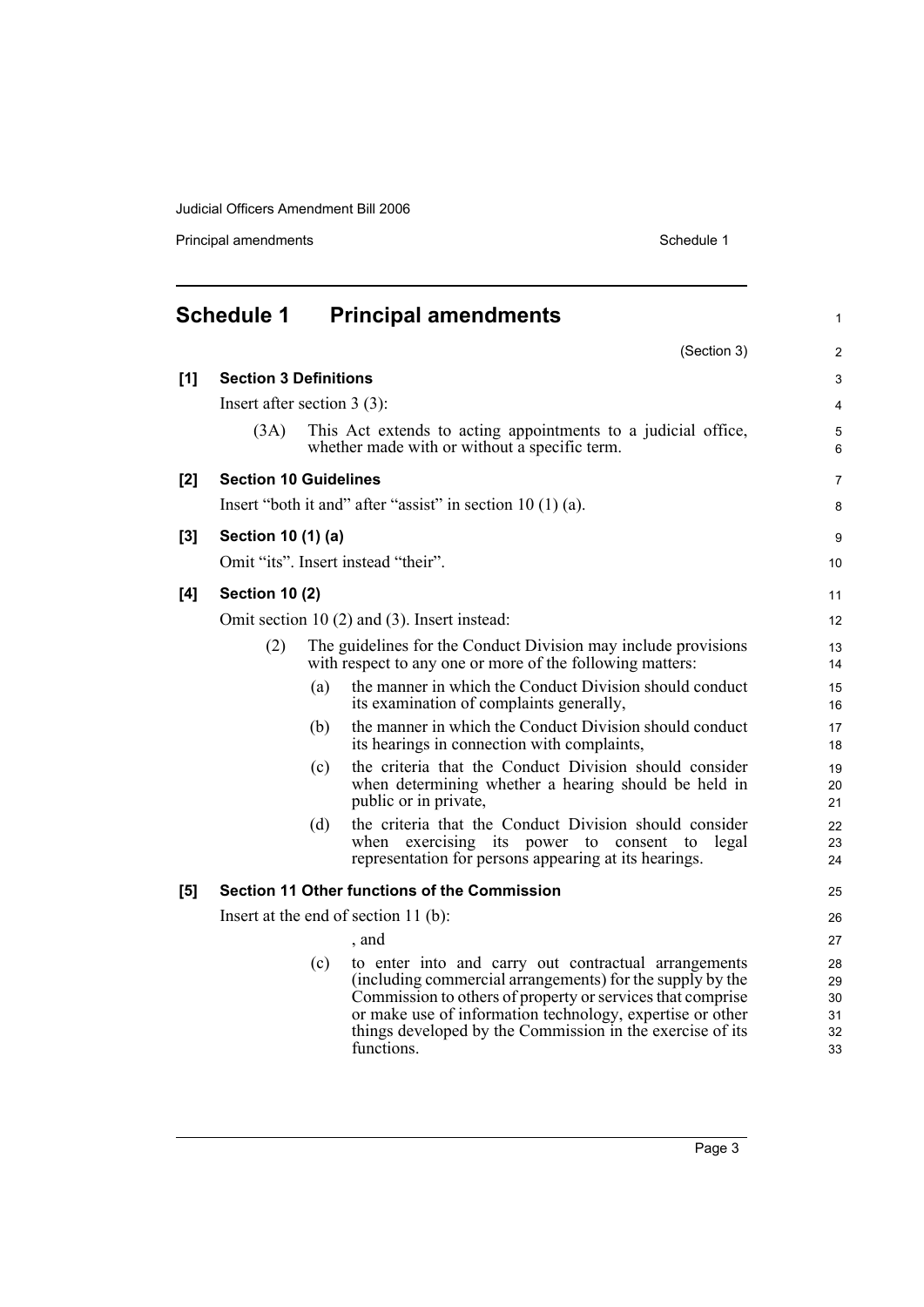# Schedule 1 Principal amendments

(Section 3)

**[1] Section 3 Definitions**

Insert after section 3 (3):

(3A) This Act extends to acting appointments to a judicial office, whether made with or without a specific term.

**[2] Section 10 Guidelines**

Insert "both it and" after "assist" in section 10 (1) (a).

**[3] Section 10 (1) (a)**

Omit "its". Insert instead "their".

**[4] Section 10 (2)**

Omit section 10 (2) and (3). Insert instead:

(2) The guidelines for the Conduct Division may include provisions with respect to any one or more of the following matters:

(a) the manner in which the Conduct Division should conduct its examination of complaints generally,

(b) the manner in which the Conduct Division should conduct its hearings in connection with complaints,

(c) the criteria that the Conduct Division should consider when determining whether a hearing should be held in public or in private,

(d) the criteria that the Conduct Division should consider when exercising its power to consent to legal representation for persons appearing at its hearings.

**[5] Section 11 Other functions of the Commission**

Insert at the end of section 11 (b):

, and

(c) to enter into and carry out contractual arrangements (including commercial arrangements) for the supply by the Commission to others of property or services that comprise or make use of information technology, expertise or other things developed by the Commission in the exercise of its functions.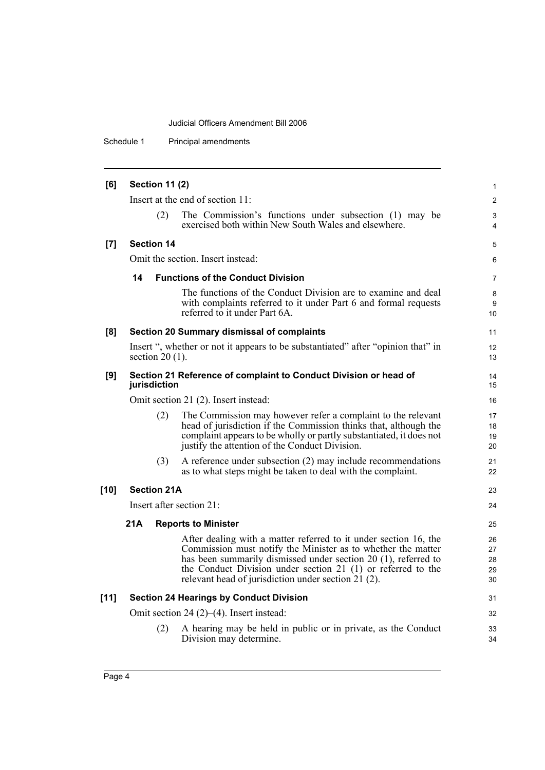**[6] Section 11 (2)**

Insert at the end of section 11:

(2) The Commission's functions under subsection (1) may be exercised both within New South Wales and elsewhere.

**[7] Section 14**

Omit the section. Insert instead:

**14 Functions of the Conduct Division**

The functions of the Conduct Division are to examine and deal with complaints referred to it under Part 6 and formal requests referred to it under Part 6A.

**[8] Section 20 Summary dismissal of complaints**

Insert ", whether or not it appears to be substantiated" after "opinion that" in section 20 (1).

**[9] Section 21 Reference of complaint to Conduct Division or head of jurisdiction**

Omit section 21 (2). Insert instead:

(2) The Commission may however refer a complaint to the relevant head of jurisdiction if the Commission thinks that, although the complaint appears to be wholly or partly substantiated, it does not justify the attention of the Conduct Division.

(3) A reference under subsection (2) may include recommendations as to what steps might be taken to deal with the complaint.

**[10] Section 21A**

Insert after section 21:

**21A Reports to Minister**

After dealing with a matter referred to it under section 16, the Commission must notify the Minister as to whether the matter has been summarily dismissed under section 20 (1), referred to the Conduct Division under section 21 (1) or referred to the relevant head of jurisdiction under section 21 (2).

**[11] Section 24 Hearings by Conduct Division**

Omit section 24 (2)–(4). Insert instead:

(2) A hearing may be held in public or in private, as the Conduct Division may determine.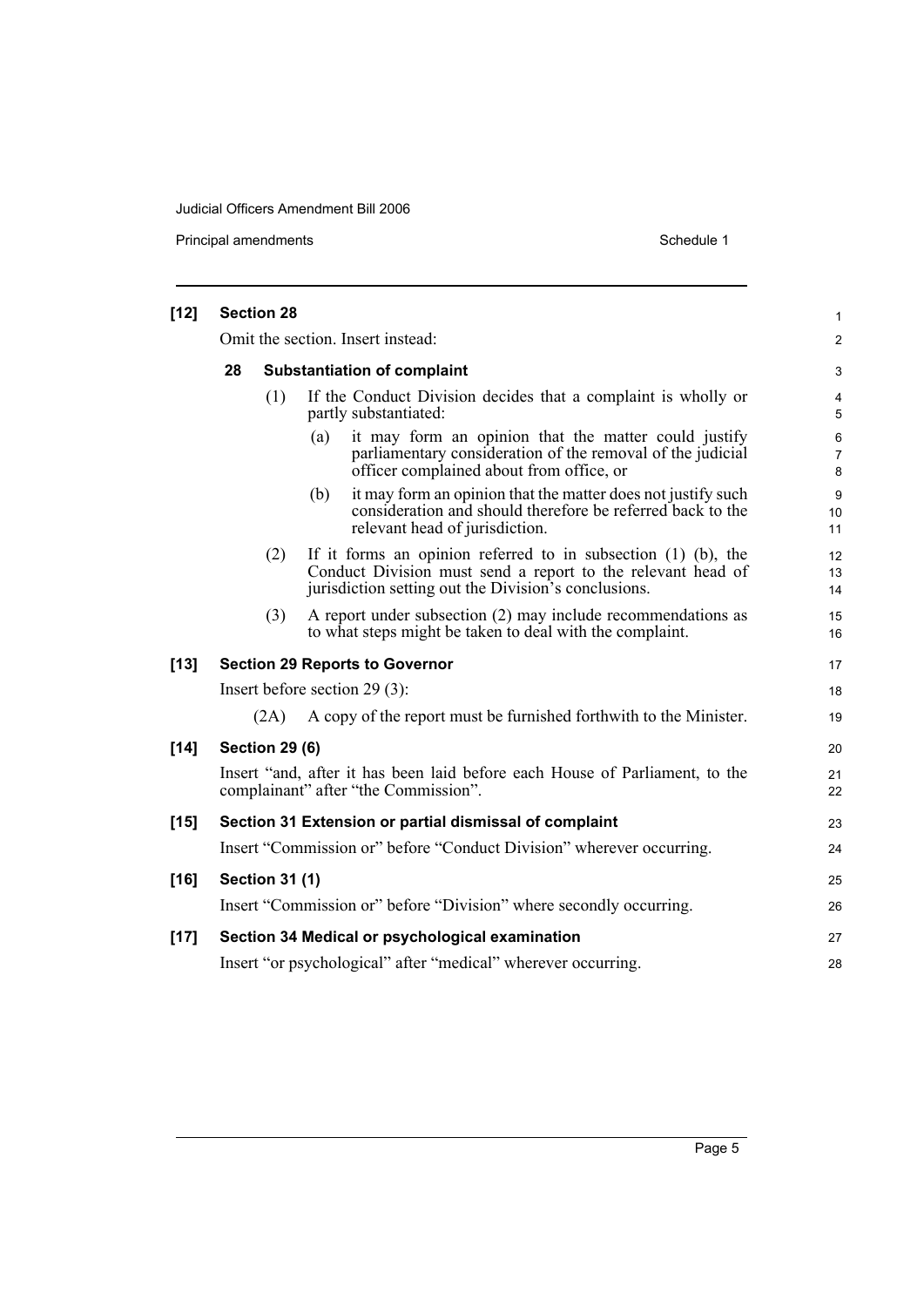**[12] Section 28**

Omit the section. Insert instead:

**28 Substantiation of complaint**

(1) If the Conduct Division decides that a complaint is wholly or partly substantiated:

(a) it may form an opinion that the matter could justify parliamentary consideration of the removal of the judicial officer complained about from office, or

(b) it may form an opinion that the matter does not justify such consideration and should therefore be referred back to the relevant head of jurisdiction.

(2) If it forms an opinion referred to in subsection (1) (b), the Conduct Division must send a report to the relevant head of jurisdiction setting out the Division's conclusions.

(3) A report under subsection (2) may include recommendations as to what steps might be taken to deal with the complaint.

**[13] Section 29 Reports to Governor**

Insert before section 29 (3):

(2A) A copy of the report must be furnished forthwith to the Minister.

**[14] Section 29 (6)**

Insert "and, after it has been laid before each House of Parliament, to the complainant" after "the Commission".

**[15] Section 31 Extension or partial dismissal of complaint**

Insert "Commission or" before "Conduct Division" wherever occurring.

**[16] Section 31 (1)**

Insert "Commission or" before "Division" where secondly occurring.

**[17] Section 34 Medical or psychological examination**

Insert "or psychological" after "medical" wherever occurring.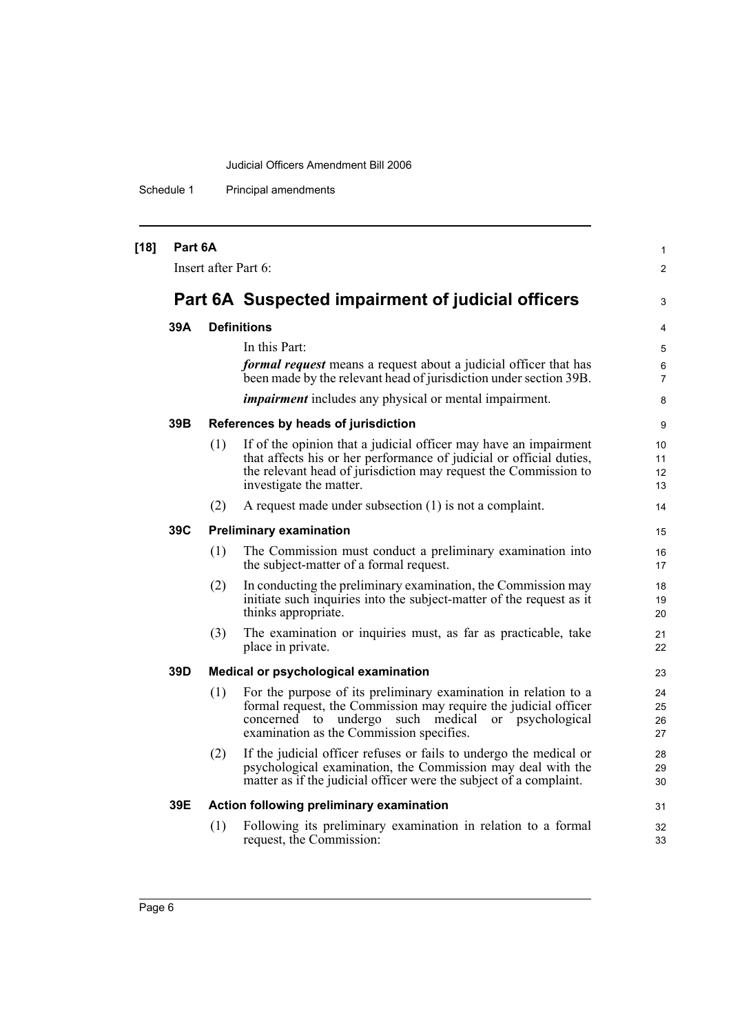**[18] Part 6A**

Insert after Part 6:

## Part 6A Suspected impairment of judicial officers

### 39A Definitions

In this Part:

***formal request*** means a request about a judicial officer that has been made by the relevant head of jurisdiction under section 39B.

***impairment*** includes any physical or mental impairment.

### 39B References by heads of jurisdiction

(1) If of the opinion that a judicial officer may have an impairment that affects his or her performance of judicial or official duties, the relevant head of jurisdiction may request the Commission to investigate the matter.

(2) A request made under subsection (1) is not a complaint.

### 39C Preliminary examination

(1) The Commission must conduct a preliminary examination into the subject-matter of a formal request.

(2) In conducting the preliminary examination, the Commission may initiate such inquiries into the subject-matter of the request as it thinks appropriate.

(3) The examination or inquiries must, as far as practicable, take place in private.

### 39D Medical or psychological examination

(1) For the purpose of its preliminary examination in relation to a formal request, the Commission may require the judicial officer concerned to undergo such medical or psychological examination as the Commission specifies.

(2) If the judicial officer refuses or fails to undergo the medical or psychological examination, the Commission may deal with the matter as if the judicial officer were the subject of a complaint.

### 39E Action following preliminary examination

(1) Following its preliminary examination in relation to a formal request, the Commission: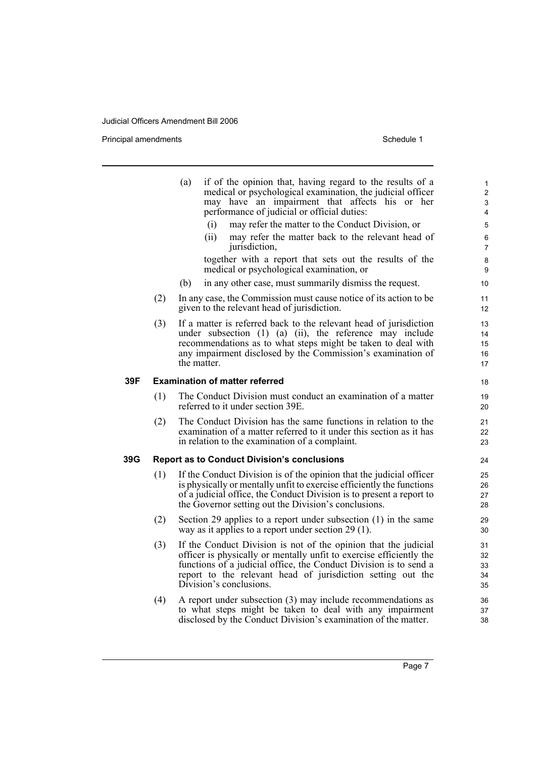(a) if of the opinion that, having regard to the results of a medical or psychological examination, the judicial officer may have an impairment that affects his or her performance of judicial or official duties:

   (i) may refer the matter to the Conduct Division, or

   (ii) may refer the matter back to the relevant head of jurisdiction,

   together with a report that sets out the results of the medical or psychological examination, or

(b) in any other case, must summarily dismiss the request.

(2) In any case, the Commission must cause notice of its action to be given to the relevant head of jurisdiction.

(3) If a matter is referred back to the relevant head of jurisdiction under subsection (1) (a) (ii), the reference may include recommendations as to what steps might be taken to deal with any impairment disclosed by the Commission's examination of the matter.

**39F Examination of matter referred**

(1) The Conduct Division must conduct an examination of a matter referred to it under section 39E.

(2) The Conduct Division has the same functions in relation to the examination of a matter referred to it under this section as it has in relation to the examination of a complaint.

**39G Report as to Conduct Division's conclusions**

(1) If the Conduct Division is of the opinion that the judicial officer is physically or mentally unfit to exercise efficiently the functions of a judicial office, the Conduct Division is to present a report to the Governor setting out the Division's conclusions.

(2) Section 29 applies to a report under subsection (1) in the same way as it applies to a report under section 29 (1).

(3) If the Conduct Division is not of the opinion that the judicial officer is physically or mentally unfit to exercise efficiently the functions of a judicial office, the Conduct Division is to send a report to the relevant head of jurisdiction setting out the Division's conclusions.

(4) A report under subsection (3) may include recommendations as to what steps might be taken to deal with any impairment disclosed by the Conduct Division's examination of the matter.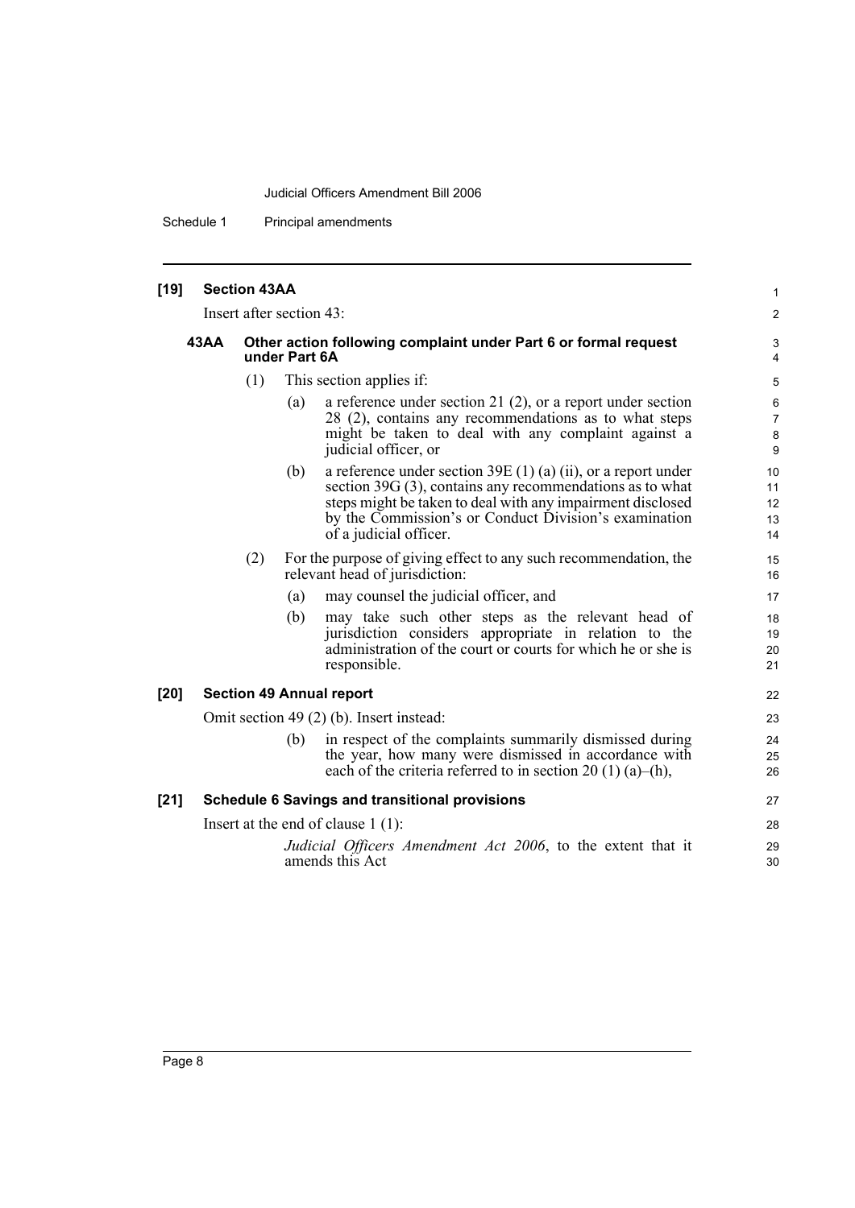**[19] Section 43AA**

Insert after section 43:

**43AA Other action following complaint under Part 6 or formal request under Part 6A**

(1) This section applies if:

(a) a reference under section 21 (2), or a report under section 28 (2), contains any recommendations as to what steps might be taken to deal with any complaint against a judicial officer, or

(b) a reference under section 39E (1) (a) (ii), or a report under section 39G (3), contains any recommendations as to what steps might be taken to deal with any impairment disclosed by the Commission's or Conduct Division's examination of a judicial officer.

(2) For the purpose of giving effect to any such recommendation, the relevant head of jurisdiction:

(a) may counsel the judicial officer, and

(b) may take such other steps as the relevant head of jurisdiction considers appropriate in relation to the administration of the court or courts for which he or she is responsible.

**[20] Section 49 Annual report**

Omit section 49 (2) (b). Insert instead:

(b) in respect of the complaints summarily dismissed during the year, how many were dismissed in accordance with each of the criteria referred to in section 20 (1) (a)–(h),

**[21] Schedule 6 Savings and transitional provisions**

Insert at the end of clause 1 (1):

*Judicial Officers Amendment Act 2006*, to the extent that it amends this Act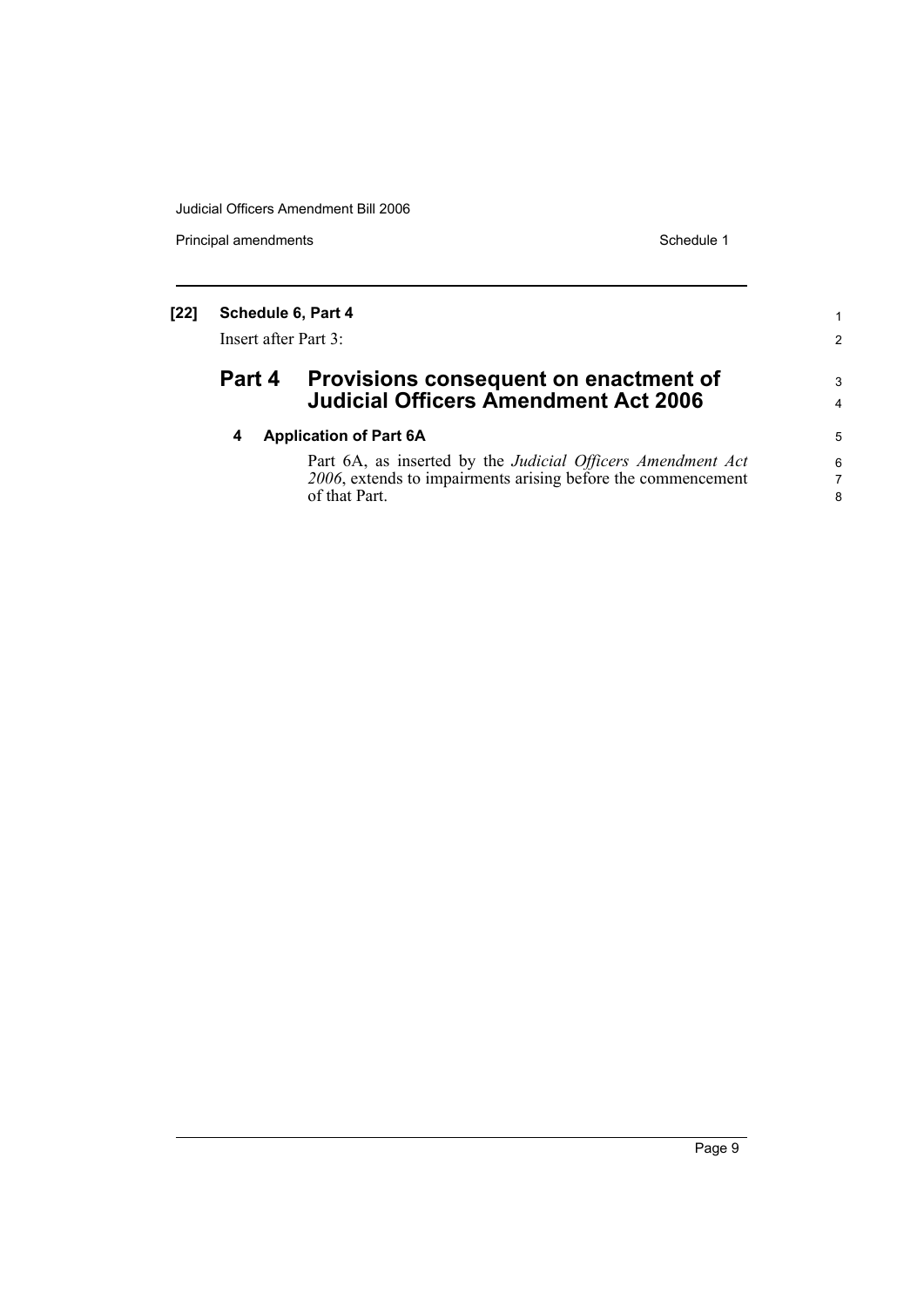**[22] Schedule 6, Part 4**

Insert after Part 3:

## Part 4 Provisions consequent on enactment of Judicial Officers Amendment Act 2006

### 4 Application of Part 6A

Part 6A, as inserted by the *Judicial Officers Amendment Act 2006*, extends to impairments arising before the commencement of that Part.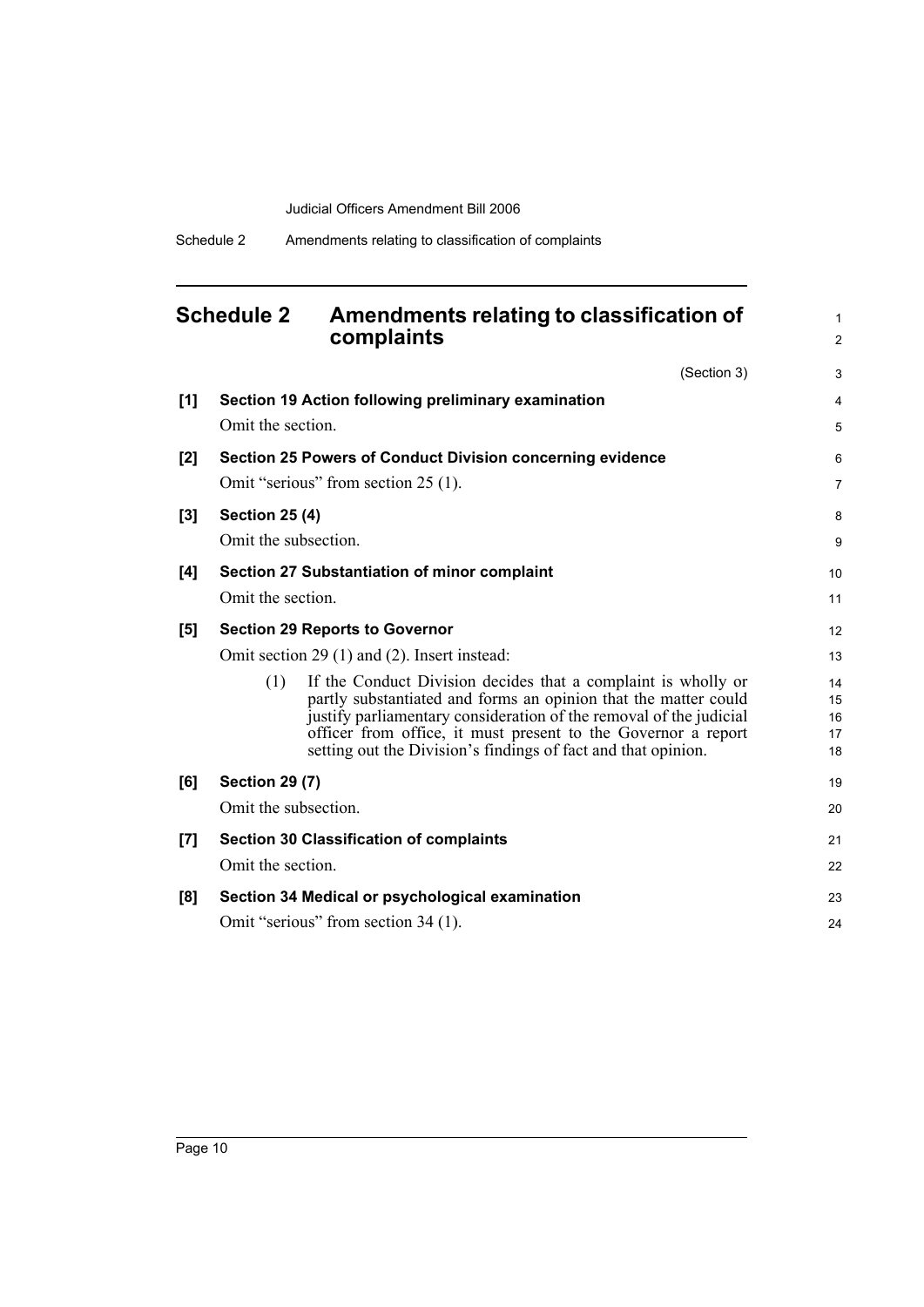## Schedule 2 Amendments relating to classification of complaints

(Section 3)

**[1] Section 19 Action following preliminary examination**

Omit the section.

**[2] Section 25 Powers of Conduct Division concerning evidence**

Omit "serious" from section 25 (1).

**[3] Section 25 (4)**

Omit the subsection.

**[4] Section 27 Substantiation of minor complaint**

Omit the section.

**[5] Section 29 Reports to Governor**

Omit section 29 (1) and (2). Insert instead:

(1) If the Conduct Division decides that a complaint is wholly or partly substantiated and forms an opinion that the matter could justify parliamentary consideration of the removal of the judicial officer from office, it must present to the Governor a report setting out the Division's findings of fact and that opinion.

**[6] Section 29 (7)**

Omit the subsection.

**[7] Section 30 Classification of complaints**

Omit the section.

**[8] Section 34 Medical or psychological examination**

Omit "serious" from section 34 (1).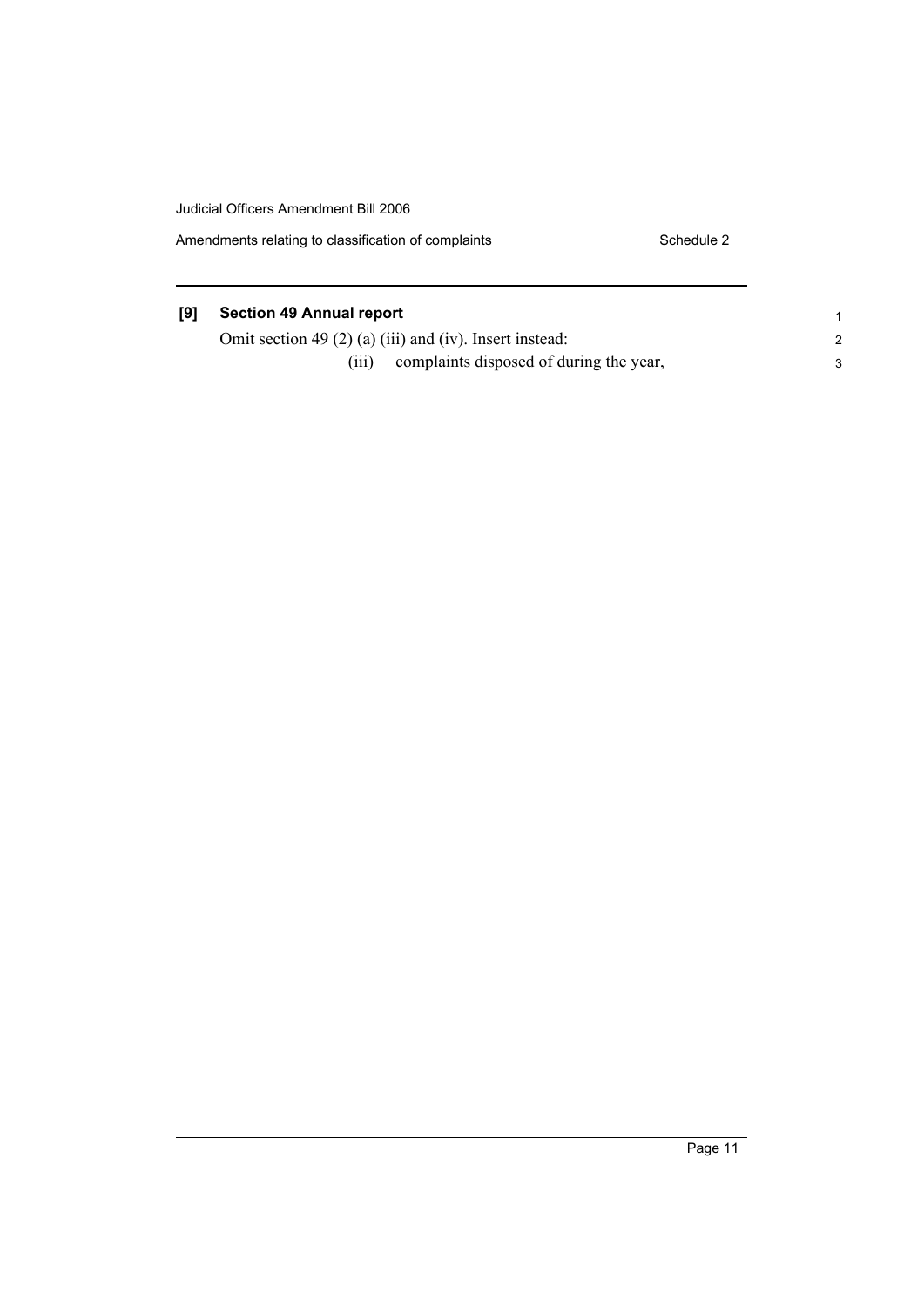**[9] Section 49 Annual report**

Omit section 49 (2) (a) (iii) and (iv). Insert instead:

(iii) complaints disposed of during the year,